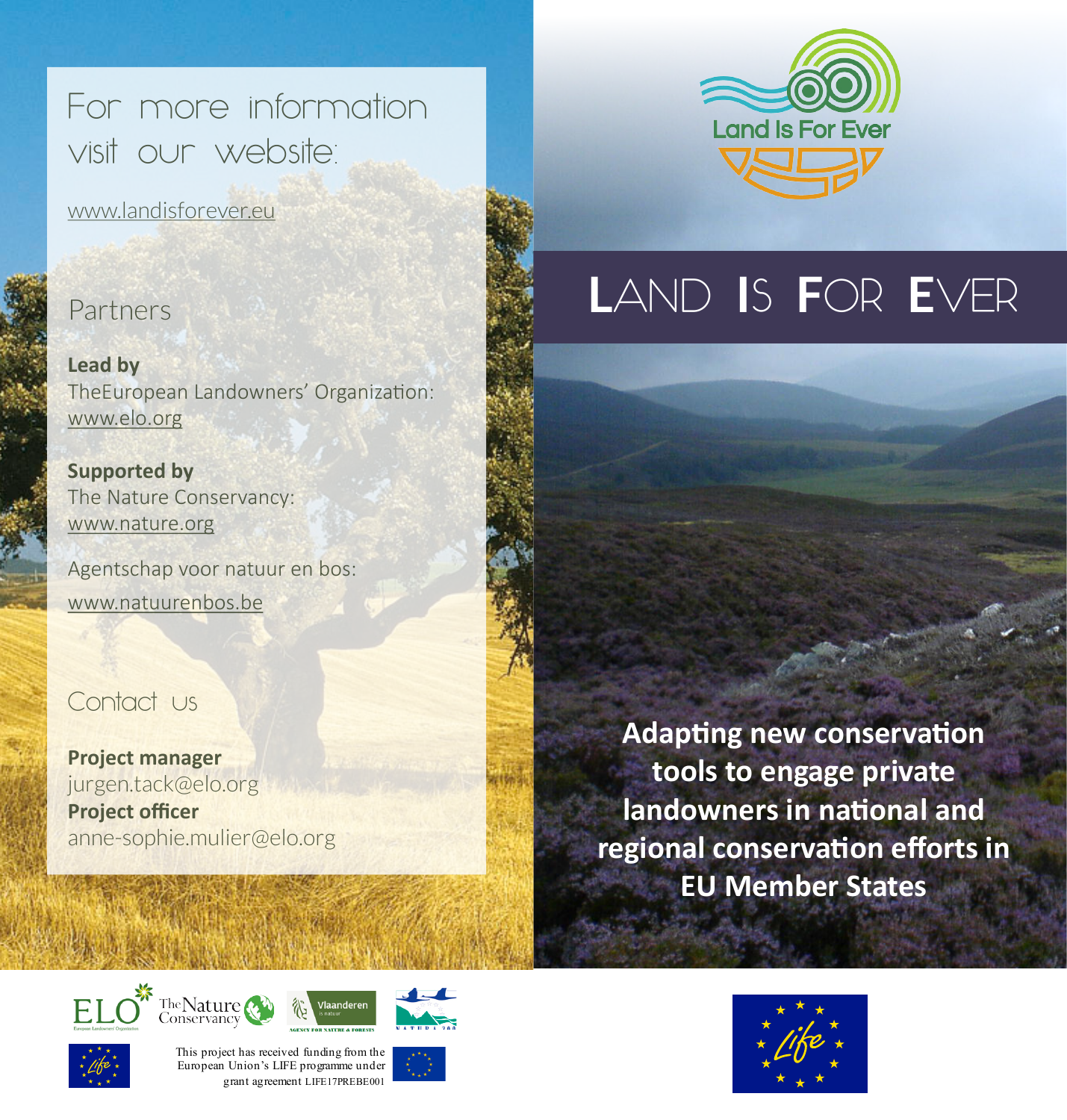# LAND IS FOR EVER

**Adapting new conservation tools to engage private landowners in national and regional conservation efforts in EU Member States**

## For more information visit our website:

www.landisforever.eu

## Partners

**Lead by**
TheEuropean Landowners' Organization:
www.elo.org

**Supported by**
The Nature Conservancy:
www.nature.org

Agentschap voor natuur en bos:
www.natuurenbos.be

## Contact us

**Project manager**
jurgen.tack@elo.org
**Project officer**
anne-sophie.mulier@elo.org

This project has received funding from the European Union's LIFE programme under grant agreement LIFE17PREBE001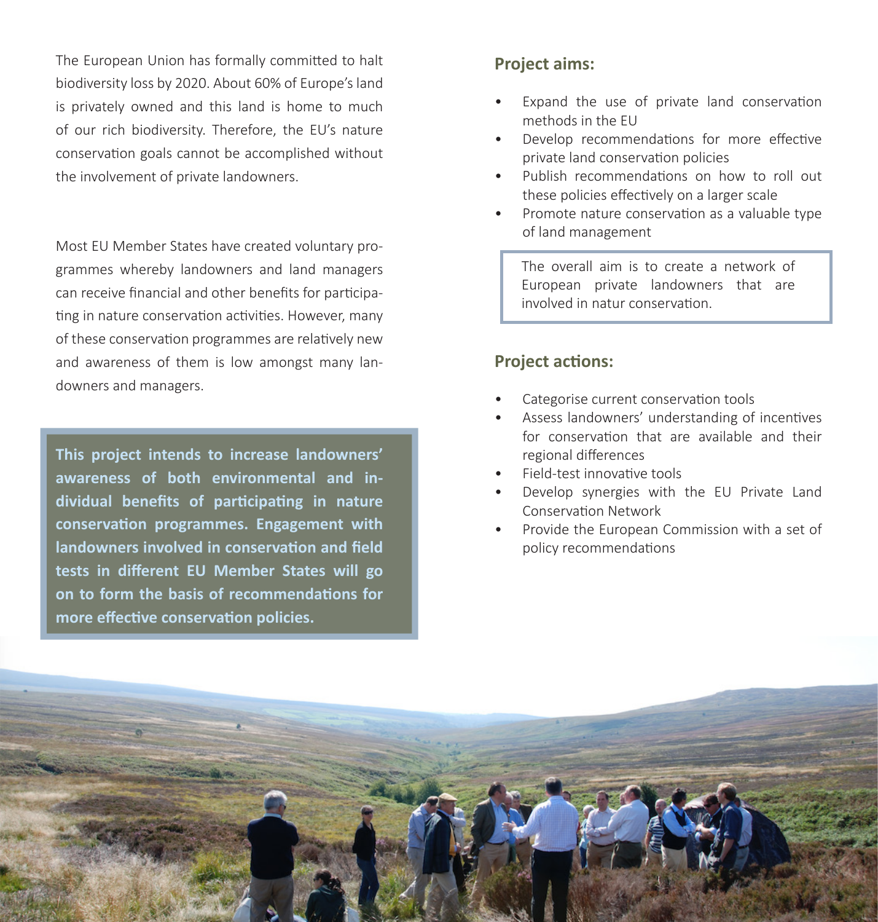The European Union has formally committed to halt biodiversity loss by 2020. About 60% of Europe's land is privately owned and this land is home to much of our rich biodiversity. Therefore, the EU's nature conservation goals cannot be accomplished without the involvement of private landowners.

Most EU Member States have created voluntary programmes whereby landowners and land managers can receive financial and other benefits for participating in nature conservation activities. However, many of these conservation programmes are relatively new and awareness of them is low amongst many landowners and managers.

**This project intends to increase landowners' awareness of both environmental and individual benefits of participating in nature conservation programmes. Engagement with landowners involved in conservation and field tests in different EU Member States will go on to form the basis of recommendations for more effective conservation policies.**

## Project aims:

- Expand the use of private land conservation methods in the EU
- Develop recommendations for more effective private land conservation policies
- Publish recommendations on how to roll out these policies effectively on a larger scale
- Promote nature conservation as a valuable type of land management

The overall aim is to create a network of European private landowners that are involved in natur conservation.

## Project actions:

- Categorise current conservation tools
- Assess landowners' understanding of incentives for conservation that are available and their regional differences
- Field-test innovative tools
- Develop synergies with the EU Private Land Conservation Network
- Provide the European Commission with a set of policy recommendations